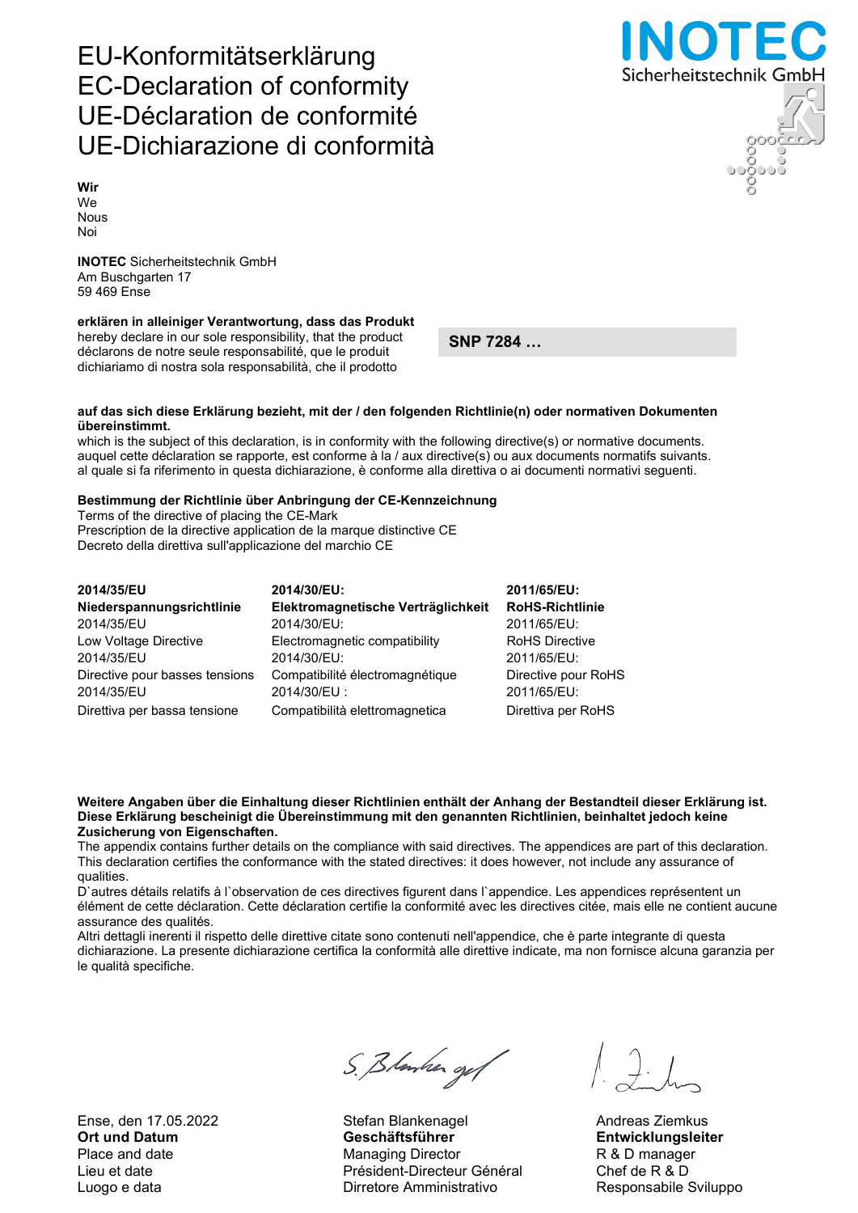# EU-Konformitätserklärung
# EC-Declaration of conformity
# UE-Déclaration de conformité
# UE-Dichiarazione di conformità

INOTEC Sicherheitstechnik GmbH

**Wir**
We
Nous
Noi

**INOTEC** Sicherheitstechnik GmbH
Am Buschgarten 17
59 469 Ense

**erklären in alleiniger Verantwortung, dass das Produkt**
hereby declare in our sole responsibility, that the product
déclarons de notre seule responsabilité, que le produit
dichiariamo di nostra sola responsabilità, che il prodotto

**SNP 7284 …**

**auf das sich diese Erklärung bezieht, mit der / den folgenden Richtlinie(n) oder normativen Dokumenten übereinstimmt.**
which is the subject of this declaration, is in conformity with the following directive(s) or normative documents.
auquel cette déclaration se rapporte, est conforme à la / aux directive(s) ou aux documents normatifs suivants.
al quale si fa riferimento in questa dichiarazione, è conforme alla direttiva o ai documenti normativi seguenti.

**Bestimmung der Richtlinie über Anbringung der CE-Kennzeichnung**
Terms of the directive of placing the CE-Mark
Prescription de la directive application de la marque distinctive CE
Decreto della direttiva sull'applicazione del marchio CE

| **2014/35/EU** | **2014/30/EU:** | **2011/65/EU:** |
|---|---|---|
| **Niederspannungsrichtlinie** | **Elektromagnetische Verträglichkeit** | **RoHS-Richtlinie** |
| 2014/35/EU | 2014/30/EU: | 2011/65/EU: |
| Low Voltage Directive | Electromagnetic compatibility | RoHS Directive |
| 2014/35/EU | 2014/30/EU: | 2011/65/EU: |
| Directive pour basses tensions | Compatibilité électromagnétique | Directive pour RoHS |
| 2014/35/EU | 2014/30/EU : | 2011/65/EU: |
| Direttiva per bassa tensione | Compatibilità elettromagnetica | Direttiva per RoHS |

**Weitere Angaben über die Einhaltung dieser Richtlinien enthält der Anhang der Bestandteil dieser Erklärung ist. Diese Erklärung bescheinigt die Übereinstimmung mit den genannten Richtlinien, beinhaltet jedoch keine Zusicherung von Eigenschaften.**
The appendix contains further details on the compliance with said directives. The appendices are part of this declaration. This declaration certifies the conformance with the stated directives: it does however, not include any assurance of qualities.
D`autres détails relatifs à l`observation de ces directives figurent dans l`appendice. Les appendices représentent un élément de cette déclaration. Cette déclaration certifie la conformité avec les directives citée, mais elle ne contient aucune assurance des qualités.
Altri dettagli inerenti il rispetto delle direttive citate sono contenuti nell'appendice, che è parte integrante di questa dichiarazione. La presente dichiarazione certifica la conformità alle direttive indicate, ma non fornisce alcuna garanzia per le qualità specifiche.

| Ense, den 17.05.2022 | Stefan Blankenagel | Andreas Ziemkus |
|---|---|---|
| **Ort und Datum** | **Geschäftsführer** | **Entwicklungsleiter** |
| Place and date | Managing Director | R & D manager |
| Lieu et date | Président-Directeur Général | Chef de R & D |
| Luogo e data | Dirretore Amministrativo | Responsabile Sviluppo |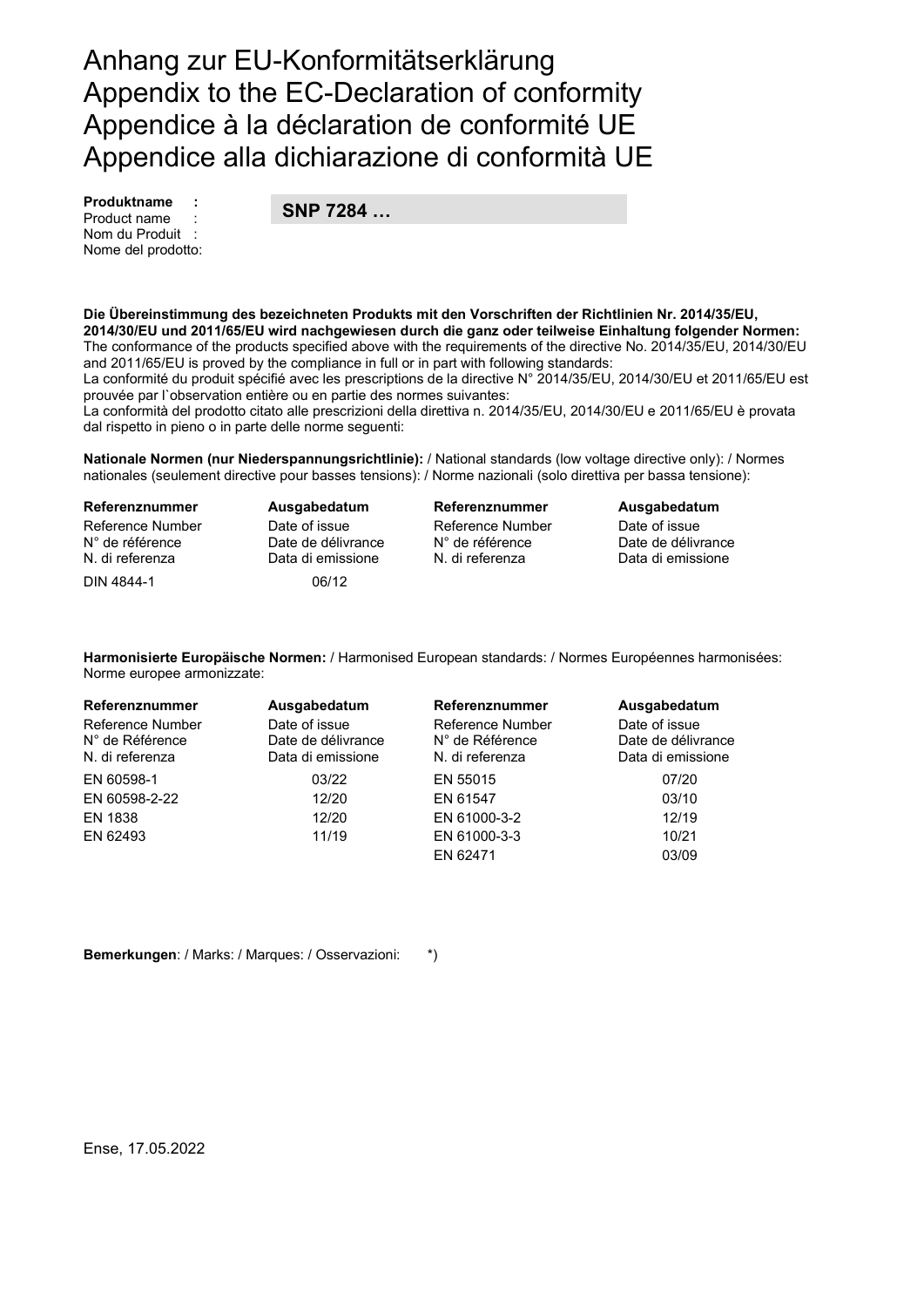# Anhang zur EU-Konformitätserklärung
# Appendix to the EC-Declaration of conformity
# Appendice à la déclaration de conformité UE
# Appendice alla dichiarazione di conformità UE

**Produktname :**
Product name :
Nom du Produit :
Nome del prodotto:

**SNP 7284 …**

**Die Übereinstimmung des bezeichneten Produkts mit den Vorschriften der Richtlinien Nr. 2014/35/EU, 2014/30/EU und 2011/65/EU wird nachgewiesen durch die ganz oder teilweise Einhaltung folgender Normen:**
The conformance of the products specified above with the requirements of the directive No. 2014/35/EU, 2014/30/EU and 2011/65/EU is proved by the compliance in full or in part with following standards:
La conformité du produit spécifié avec les prescriptions de la directive N° 2014/35/EU, 2014/30/EU et 2011/65/EU est prouvée par l`observation entière ou en partie des normes suivantes:
La conformità del prodotto citato alle prescrizioni della direttiva n. 2014/35/EU, 2014/30/EU e 2011/65/EU è provata dal rispetto in pieno o in parte delle norme seguenti:

**Nationale Normen (nur Niederspannungsrichtlinie):** / National standards (low voltage directive only): / Normes nationales (seulement directive pour basses tensions): / Norme nazionali (solo direttiva per bassa tensione):

| **Referenznummer**<br>Reference Number<br>N° de référence<br>N. di referenza | **Ausgabedatum**<br>Date of issue<br>Date de délivrance<br>Data di emissione | **Referenznummer**<br>Reference Number<br>N° de référence<br>N. di referenza | **Ausgabedatum**<br>Date of issue<br>Date de délivrance<br>Data di emissione |
|---|---|---|---|
| DIN 4844-1 | 06/12 | | |

**Harmonisierte Europäische Normen:** / Harmonised European standards: / Normes Européennes harmonisées: Norme europee armonizzate:

| **Referenznummer**<br>Reference Number<br>N° de Référence<br>N. di referenza | **Ausgabedatum**<br>Date of issue<br>Date de délivrance<br>Data di emissione | **Referenznummer**<br>Reference Number<br>N° de Référence<br>N. di referenza | **Ausgabedatum**<br>Date of issue<br>Date de délivrance<br>Data di emissione |
|---|---|---|---|
| EN 60598-1 | 03/22 | EN 55015 | 07/20 |
| EN 60598-2-22 | 12/20 | EN 61547 | 03/10 |
| EN 1838 | 12/20 | EN 61000-3-2 | 12/19 |
| EN 62493 | 11/19 | EN 61000-3-3 | 10/21 |
| | | EN 62471 | 03/09 |

**Bemerkungen**: / Marks: / Marques: / Osservazioni: *)

Ense, 17.05.2022